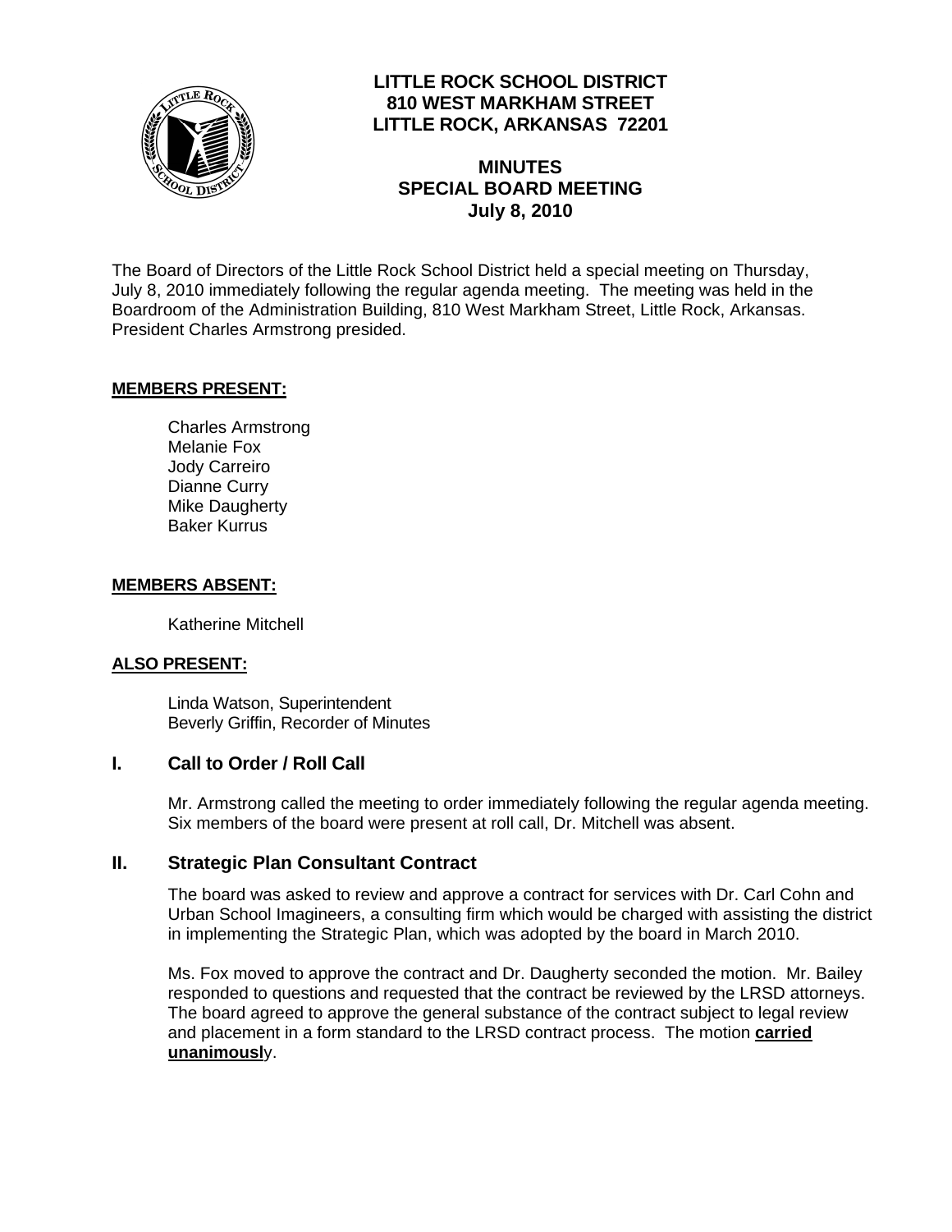# LITTLE ROCK SCHOOL DISTRICT
**810 WEST MARKHAM STREET**
**LITTLE ROCK, ARKANSAS 72201**

## MINUTES
## SPECIAL BOARD MEETING
## July 8, 2010

The Board of Directors of the Little Rock School District held a special meeting on Thursday, July 8, 2010 immediately following the regular agenda meeting. The meeting was held in the Boardroom of the Administration Building, 810 West Markham Street, Little Rock, Arkansas. President Charles Armstrong presided.

**MEMBERS PRESENT:**

Charles Armstrong
Melanie Fox
Jody Carreiro
Dianne Curry
Mike Daugherty
Baker Kurrus

**MEMBERS ABSENT:**

Katherine Mitchell

**ALSO PRESENT:**

Linda Watson, Superintendent
Beverly Griffin, Recorder of Minutes

## I. Call to Order / Roll Call

Mr. Armstrong called the meeting to order immediately following the regular agenda meeting. Six members of the board were present at roll call, Dr. Mitchell was absent.

## II. Strategic Plan Consultant Contract

The board was asked to review and approve a contract for services with Dr. Carl Cohn and Urban School Imagineers, a consulting firm which would be charged with assisting the district in implementing the Strategic Plan, which was adopted by the board in March 2010.

Ms. Fox moved to approve the contract and Dr. Daugherty seconded the motion. Mr. Bailey responded to questions and requested that the contract be reviewed by the LRSD attorneys. The board agreed to approve the general substance of the contract subject to legal review and placement in a form standard to the LRSD contract process. The motion **carried unanimously**.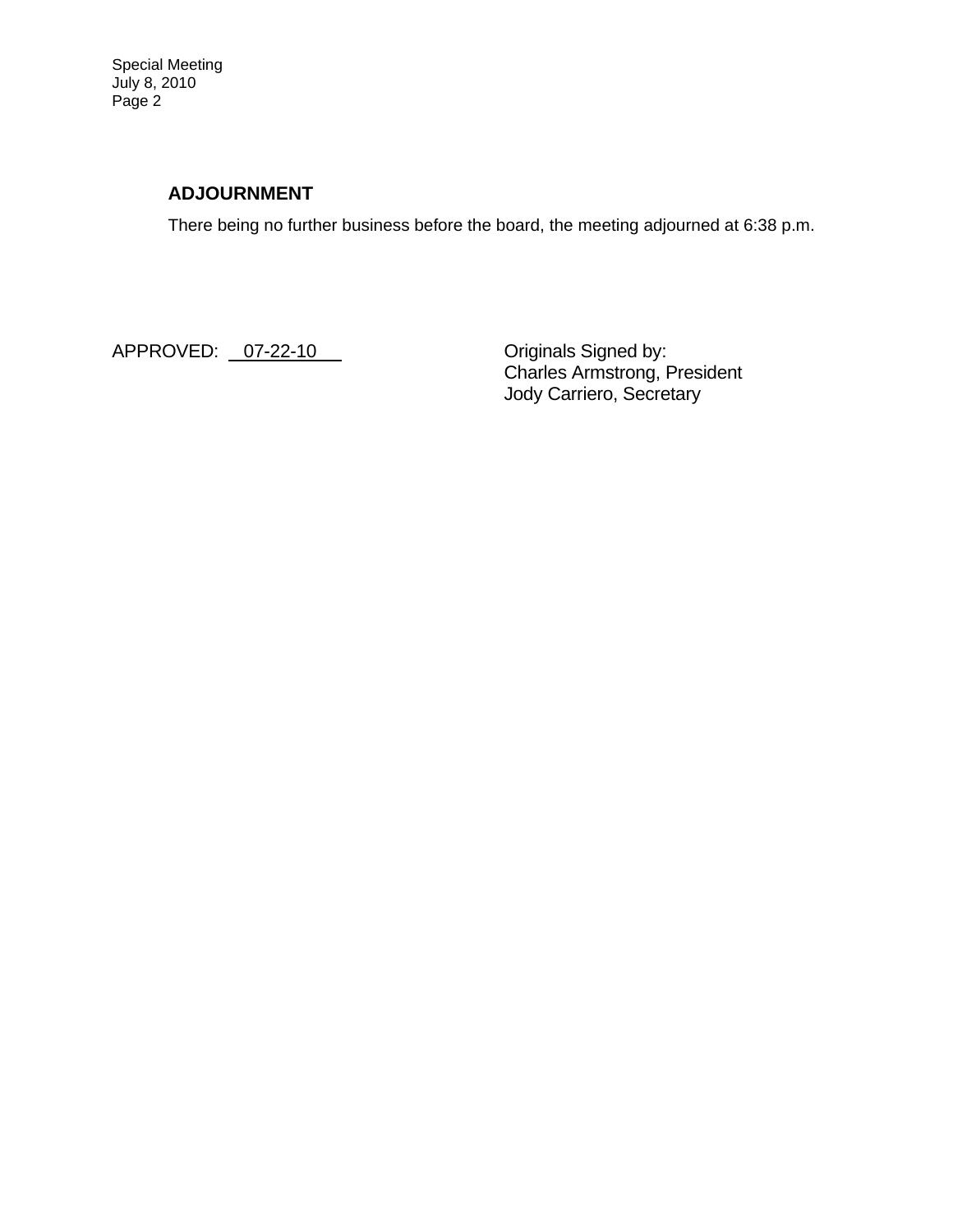## ADJOURNMENT

There being no further business before the board, the meeting adjourned at 6:38 p.m.

APPROVED: 07-22-10

Originals Signed by:
Charles Armstrong, President
Jody Carriero, Secretary